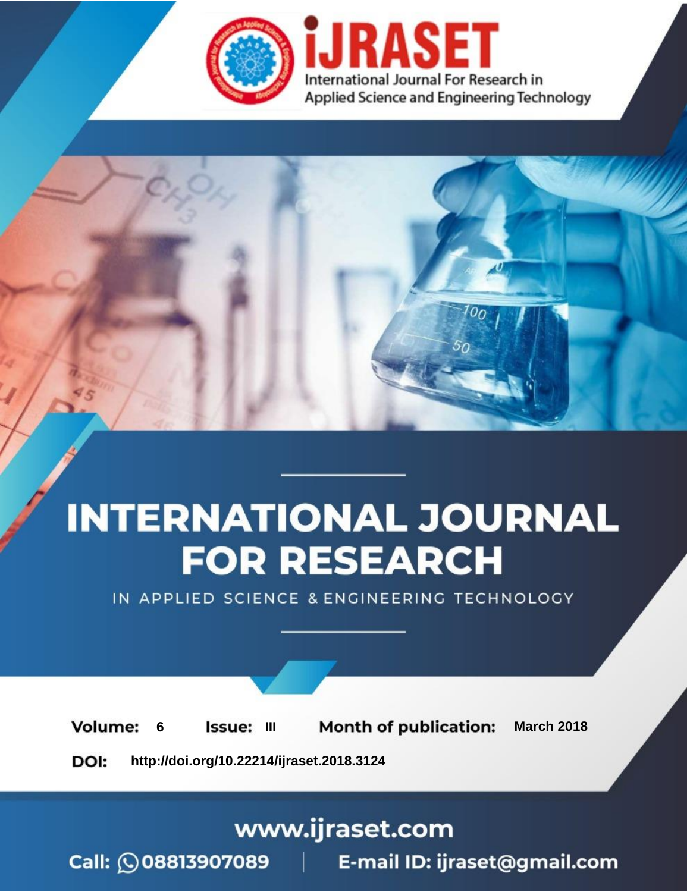iJRASET

International Journal For Research in Applied Science and Engineering Technology

# INTERNATIONAL JOURNAL FOR RESEARCH

IN APPLIED SCIENCE & ENGINEERING TECHNOLOGY

**Volume:** 6 **Issue:** III **Month of publication:** March 2018

**DOI:** http://doi.org/10.22214/ijraset.2018.3124

www.ijraset.com

Call: 08813907089 | E-mail ID: ijraset@gmail.com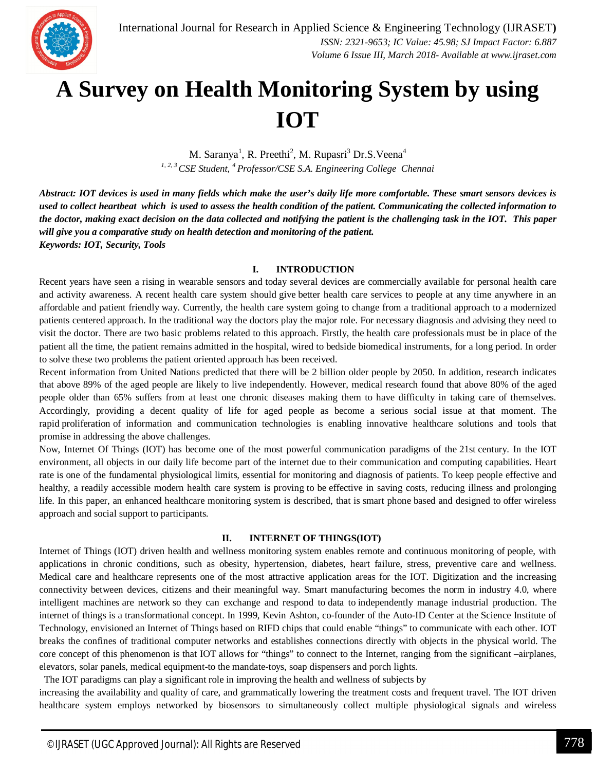# A Survey on Health Monitoring System by using IOT

M. Saranya[1], R. Preethi[2], M. Rupasri[3] Dr.S.Veena[4]

[1, 2, 3] *CSE Student,* [4] *Professor/CSE S.A. Engineering College Chennai*

***Abstract: IOT devices is used in many fields which make the user's daily life more comfortable. These smart sensors devices is used to collect heartbeat which is used to assess the health condition of the patient. Communicating the collected information to the doctor, making exact decision on the data collected and notifying the patient is the challenging task in the IOT. This paper will give you a comparative study on health detection and monitoring of the patient.***

***Keywords: IOT, Security, Tools***

## I. INTRODUCTION

Recent years have seen a rising in wearable sensors and today several devices are commercially available for personal health care and activity awareness. A recent health care system should give better health care services to people at any time anywhere in an affordable and patient friendly way. Currently, the health care system going to change from a traditional approach to a modernized patients centered approach. In the traditional way the doctors play the major role. For necessary diagnosis and advising they need to visit the doctor. There are two basic problems related to this approach. Firstly, the health care professionals must be in place of the patient all the time, the patient remains admitted in the hospital, wired to bedside biomedical instruments, for a long period. In order to solve these two problems the patient oriented approach has been received.

Recent information from United Nations predicted that there will be 2 billion older people by 2050. In addition, research indicates that above 89% of the aged people are likely to live independently. However, medical research found that above 80% of the aged people older than 65% suffers from at least one chronic diseases making them to have difficulty in taking care of themselves. Accordingly, providing a decent quality of life for aged people as become a serious social issue at that moment. The rapid proliferation of information and communication technologies is enabling innovative healthcare solutions and tools that promise in addressing the above challenges.

Now, Internet Of Things (IOT) has become one of the most powerful communication paradigms of the 21st century. In the IOT environment, all objects in our daily life become part of the internet due to their communication and computing capabilities. Heart rate is one of the fundamental physiological limits, essential for monitoring and diagnosis of patients. To keep people effective and healthy, a readily accessible modern health care system is proving to be effective in saving costs, reducing illness and prolonging life. In this paper, an enhanced healthcare monitoring system is described, that is smart phone based and designed to offer wireless approach and social support to participants.

## II. INTERNET OF THINGS(IOT)

Internet of Things (IOT) driven health and wellness monitoring system enables remote and continuous monitoring of people, with applications in chronic conditions, such as obesity, hypertension, diabetes, heart failure, stress, preventive care and wellness. Medical care and healthcare represents one of the most attractive application areas for the IOT. Digitization and the increasing connectivity between devices, citizens and their meaningful way. Smart manufacturing becomes the norm in industry 4.0, where intelligent machines are network so they can exchange and respond to data to independently manage industrial production. The internet of things is a transformational concept. In 1999, Kevin Ashton, co-founder of the Auto-ID Center at the Science Institute of Technology, envisioned an Internet of Things based on RIFD chips that could enable "things" to communicate with each other. IOT breaks the confines of traditional computer networks and establishes connections directly with objects in the physical world. The core concept of this phenomenon is that IOT allows for "things" to connect to the Internet, ranging from the significant –airplanes, elevators, solar panels, medical equipment-to the mandate-toys, soap dispensers and porch lights.

The IOT paradigms can play a significant role in improving the health and wellness of subjects by increasing the availability and quality of care, and grammatically lowering the treatment costs and frequent travel. The IOT driven healthcare system employs networked by biosensors to simultaneously collect multiple physiological signals and wireless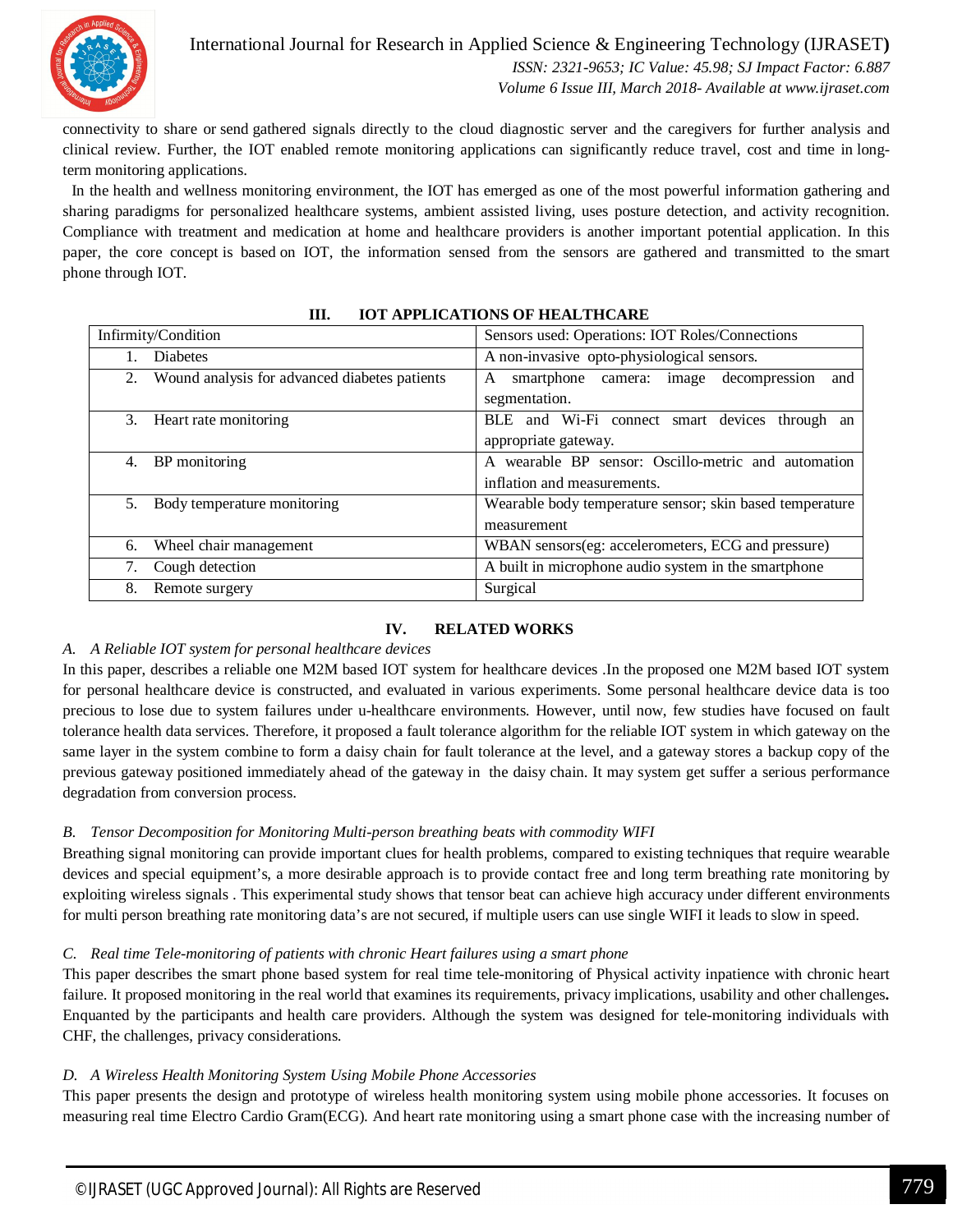connectivity to share or send gathered signals directly to the cloud diagnostic server and the caregivers for further analysis and clinical review. Further, the IOT enabled remote monitoring applications can significantly reduce travel, cost and time in long-term monitoring applications.

In the health and wellness monitoring environment, the IOT has emerged as one of the most powerful information gathering and sharing paradigms for personalized healthcare systems, ambient assisted living, uses posture detection, and activity recognition. Compliance with treatment and medication at home and healthcare providers is another important potential application. In this paper, the core concept is based on IOT, the information sensed from the sensors are gathered and transmitted to the smart phone through IOT.

## III. IOT APPLICATIONS OF HEALTHCARE

| Infirmity/Condition | Sensors used: Operations: IOT Roles/Connections |
|---|---|
| 1. Diabetes | A non-invasive opto-physiological sensors. |
| 2. Wound analysis for advanced diabetes patients | A smartphone camera: image decompression and segmentation. |
| 3. Heart rate monitoring | BLE and Wi-Fi connect smart devices through an appropriate gateway. |
| 4. BP monitoring | A wearable BP sensor: Oscillo-metric and automation inflation and measurements. |
| 5. Body temperature monitoring | Wearable body temperature sensor; skin based temperature measurement |
| 6. Wheel chair management | WBAN sensors(eg: accelerometers, ECG and pressure) |
| 7. Cough detection | A built in microphone audio system in the smartphone |
| 8. Remote surgery | Surgical |

## IV. RELATED WORKS

### *A. A Reliable IOT system for personal healthcare devices*

In this paper, describes a reliable one M2M based IOT system for healthcare devices .In the proposed one M2M based IOT system for personal healthcare device is constructed, and evaluated in various experiments. Some personal healthcare device data is too precious to lose due to system failures under u-healthcare environments. However, until now, few studies have focused on fault tolerance health data services. Therefore, it proposed a fault tolerance algorithm for the reliable IOT system in which gateway on the same layer in the system combine to form a daisy chain for fault tolerance at the level, and a gateway stores a backup copy of the previous gateway positioned immediately ahead of the gateway in the daisy chain. It may system get suffer a serious performance degradation from conversion process.

### *B. Tensor Decomposition for Monitoring Multi-person breathing beats with commodity WIFI*

Breathing signal monitoring can provide important clues for health problems, compared to existing techniques that require wearable devices and special equipment's, a more desirable approach is to provide contact free and long term breathing rate monitoring by exploiting wireless signals . This experimental study shows that tensor beat can achieve high accuracy under different environments for multi person breathing rate monitoring data's are not secured, if multiple users can use single WIFI it leads to slow in speed.

### *C. Real time Tele-monitoring of patients with chronic Heart failures using a smart phone*

This paper describes the smart phone based system for real time tele-monitoring of Physical activity inpatience with chronic heart failure. It proposed monitoring in the real world that examines its requirements, privacy implications, usability and other challenges**.** Enquanted by the participants and health care providers. Although the system was designed for tele-monitoring individuals with CHF, the challenges, privacy considerations.

### *D. A Wireless Health Monitoring System Using Mobile Phone Accessories*

This paper presents the design and prototype of wireless health monitoring system using mobile phone accessories. It focuses on measuring real time Electro Cardio Gram(ECG). And heart rate monitoring using a smart phone case with the increasing number of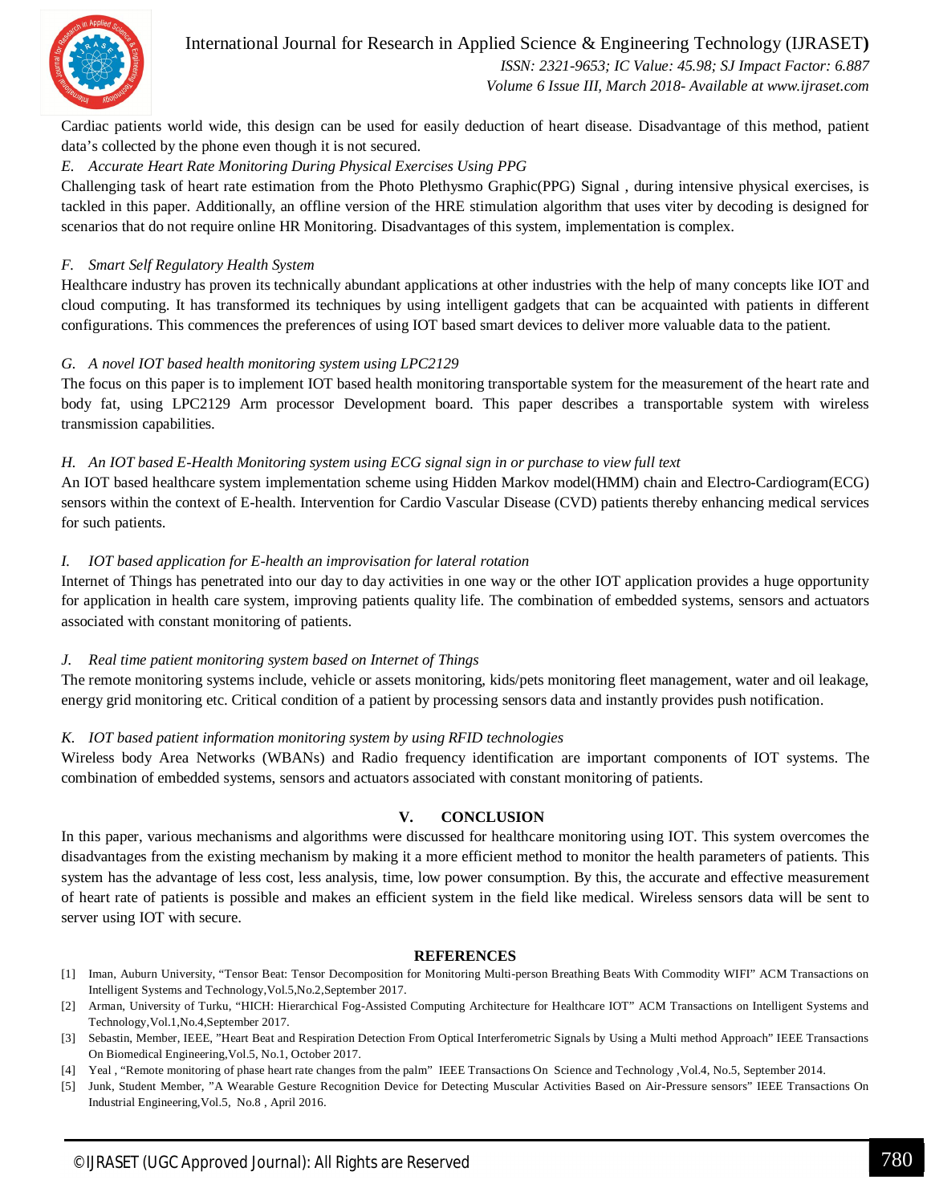Cardiac patients world wide, this design can be used for easily deduction of heart disease. Disadvantage of this method, patient data's collected by the phone even though it is not secured.

### *E. Accurate Heart Rate Monitoring During Physical Exercises Using PPG*

Challenging task of heart rate estimation from the Photo Plethysmo Graphic(PPG) Signal , during intensive physical exercises, is tackled in this paper. Additionally, an offline version of the HRE stimulation algorithm that uses viter by decoding is designed for scenarios that do not require online HR Monitoring. Disadvantages of this system, implementation is complex.

### *F. Smart Self Regulatory Health System*

Healthcare industry has proven its technically abundant applications at other industries with the help of many concepts like IOT and cloud computing. It has transformed its techniques by using intelligent gadgets that can be acquainted with patients in different configurations. This commences the preferences of using IOT based smart devices to deliver more valuable data to the patient.

### *G. A novel IOT based health monitoring system using LPC2129*

The focus on this paper is to implement IOT based health monitoring transportable system for the measurement of the heart rate and body fat, using LPC2129 Arm processor Development board. This paper describes a transportable system with wireless transmission capabilities.

### *H. An IOT based E-Health Monitoring system using ECG signal sign in or purchase to view full text*

An IOT based healthcare system implementation scheme using Hidden Markov model(HMM) chain and Electro-Cardiogram(ECG) sensors within the context of E-health. Intervention for Cardio Vascular Disease (CVD) patients thereby enhancing medical services for such patients.

### *I. IOT based application for E-health an improvisation for lateral rotation*

Internet of Things has penetrated into our day to day activities in one way or the other IOT application provides a huge opportunity for application in health care system, improving patients quality life. The combination of embedded systems, sensors and actuators associated with constant monitoring of patients.

### *J. Real time patient monitoring system based on Internet of Things*

The remote monitoring systems include, vehicle or assets monitoring, kids/pets monitoring fleet management, water and oil leakage, energy grid monitoring etc. Critical condition of a patient by processing sensors data and instantly provides push notification.

### *K. IOT based patient information monitoring system by using RFID technologies*

Wireless body Area Networks (WBANs) and Radio frequency identification are important components of IOT systems. The combination of embedded systems, sensors and actuators associated with constant monitoring of patients.

## V. CONCLUSION

In this paper, various mechanisms and algorithms were discussed for healthcare monitoring using IOT. This system overcomes the disadvantages from the existing mechanism by making it a more efficient method to monitor the health parameters of patients. This system has the advantage of less cost, less analysis, time, low power consumption. By this, the accurate and effective measurement of heart rate of patients is possible and makes an efficient system in the field like medical. Wireless sensors data will be sent to server using IOT with secure.

## REFERENCES

[1] Iman, Auburn University, "Tensor Beat: Tensor Decomposition for Monitoring Multi-person Breathing Beats With Commodity WIFI" ACM Transactions on Intelligent Systems and Technology,Vol.5,No.2,September 2017.

[2] Arman, University of Turku, "HICH: Hierarchical Fog-Assisted Computing Architecture for Healthcare IOT" ACM Transactions on Intelligent Systems and Technology,Vol.1,No.4,September 2017.

[3] Sebastin, Member, IEEE, "Heart Beat and Respiration Detection From Optical Interferometric Signals by Using a Multi method Approach" IEEE Transactions On Biomedical Engineering,Vol.5, No.1, October 2017.

[4] Yeal , "Remote monitoring of phase heart rate changes from the palm" IEEE Transactions On Science and Technology ,Vol.4, No.5, September 2014.

[5] Junk, Student Member, "A Wearable Gesture Recognition Device for Detecting Muscular Activities Based on Air-Pressure sensors" IEEE Transactions On Industrial Engineering,Vol.5, No.8 , April 2016.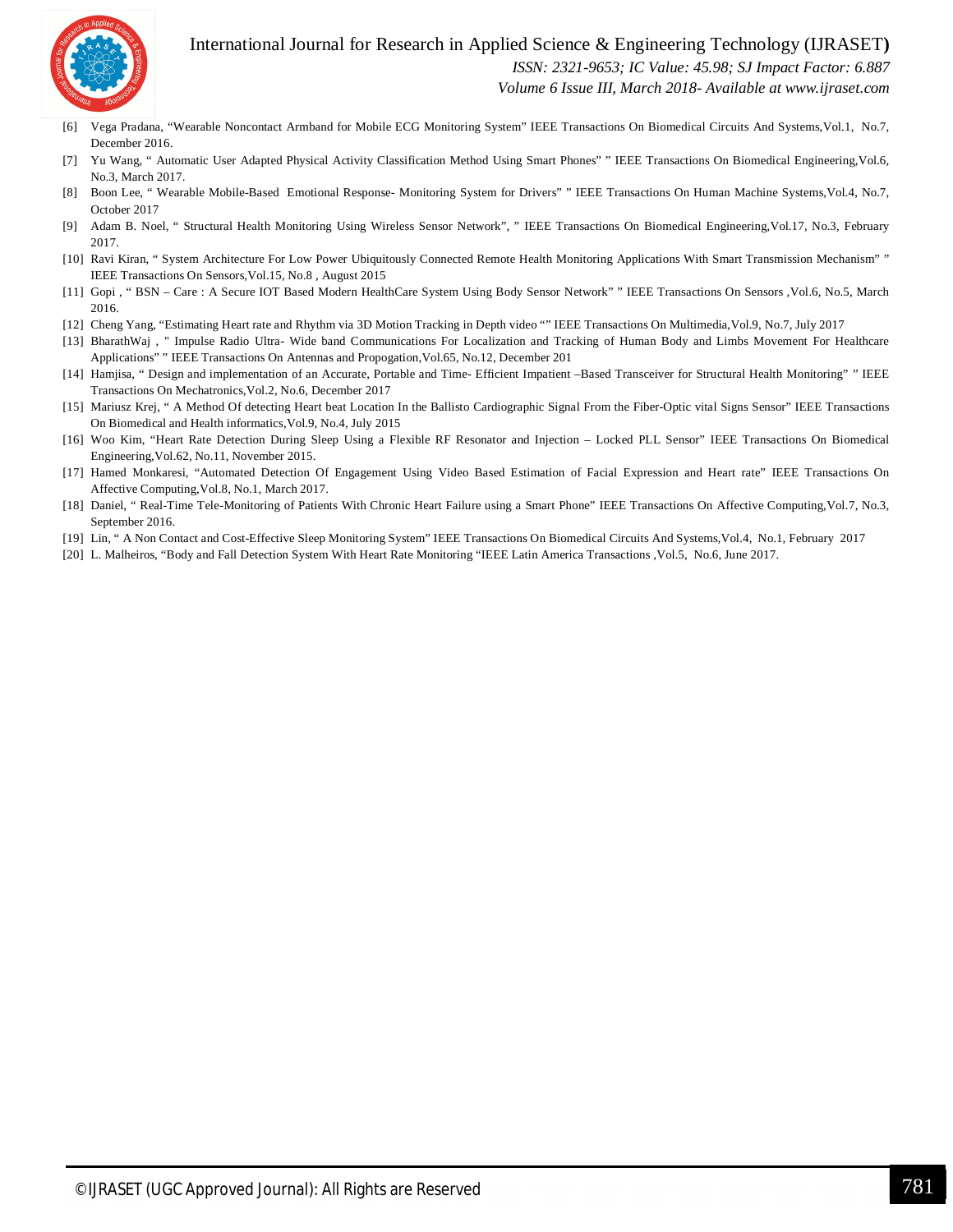[6] Vega Pradana, "Wearable Noncontact Armband for Mobile ECG Monitoring System" IEEE Transactions On Biomedical Circuits And Systems,Vol.1, No.7, December 2016.

[7] Yu Wang, " Automatic User Adapted Physical Activity Classification Method Using Smart Phones" " IEEE Transactions On Biomedical Engineering,Vol.6, No.3, March 2017.

[8] Boon Lee, " Wearable Mobile-Based Emotional Response- Monitoring System for Drivers" " IEEE Transactions On Human Machine Systems,Vol.4, No.7, October 2017

[9] Adam B. Noel, " Structural Health Monitoring Using Wireless Sensor Network", " IEEE Transactions On Biomedical Engineering,Vol.17, No.3, February 2017.

[10] Ravi Kiran, " System Architecture For Low Power Ubiquitously Connected Remote Health Monitoring Applications With Smart Transmission Mechanism" " IEEE Transactions On Sensors,Vol.15, No.8 , August 2015

[11] Gopi , " BSN – Care : A Secure IOT Based Modern HealthCare System Using Body Sensor Network" " IEEE Transactions On Sensors ,Vol.6, No.5, March 2016.

[12] Cheng Yang, "Estimating Heart rate and Rhythm via 3D Motion Tracking in Depth video "" IEEE Transactions On Multimedia,Vol.9, No.7, July 2017

[13] BharathWaj , " Impulse Radio Ultra- Wide band Communications For Localization and Tracking of Human Body and Limbs Movement For Healthcare Applications" " IEEE Transactions On Antennas and Propogation,Vol.65, No.12, December 201

[14] Hamjisa, " Design and implementation of an Accurate, Portable and Time- Efficient Impatient –Based Transceiver for Structural Health Monitoring" " IEEE Transactions On Mechatronics,Vol.2, No.6, December 2017

[15] Mariusz Krej, " A Method Of detecting Heart beat Location In the Ballisto Cardiographic Signal From the Fiber-Optic vital Signs Sensor" IEEE Transactions On Biomedical and Health informatics,Vol.9, No.4, July 2015

[16] Woo Kim, "Heart Rate Detection During Sleep Using a Flexible RF Resonator and Injection – Locked PLL Sensor" IEEE Transactions On Biomedical Engineering,Vol.62, No.11, November 2015.

[17] Hamed Monkaresi, "Automated Detection Of Engagement Using Video Based Estimation of Facial Expression and Heart rate" IEEE Transactions On Affective Computing,Vol.8, No.1, March 2017.

[18] Daniel, " Real-Time Tele-Monitoring of Patients With Chronic Heart Failure using a Smart Phone" IEEE Transactions On Affective Computing,Vol.7, No.3, September 2016.

[19] Lin, " A Non Contact and Cost-Effective Sleep Monitoring System" IEEE Transactions On Biomedical Circuits And Systems,Vol.4, No.1, February 2017

[20] L. Malheiros, "Body and Fall Detection System With Heart Rate Monitoring "IEEE Latin America Transactions ,Vol.5, No.6, June 2017.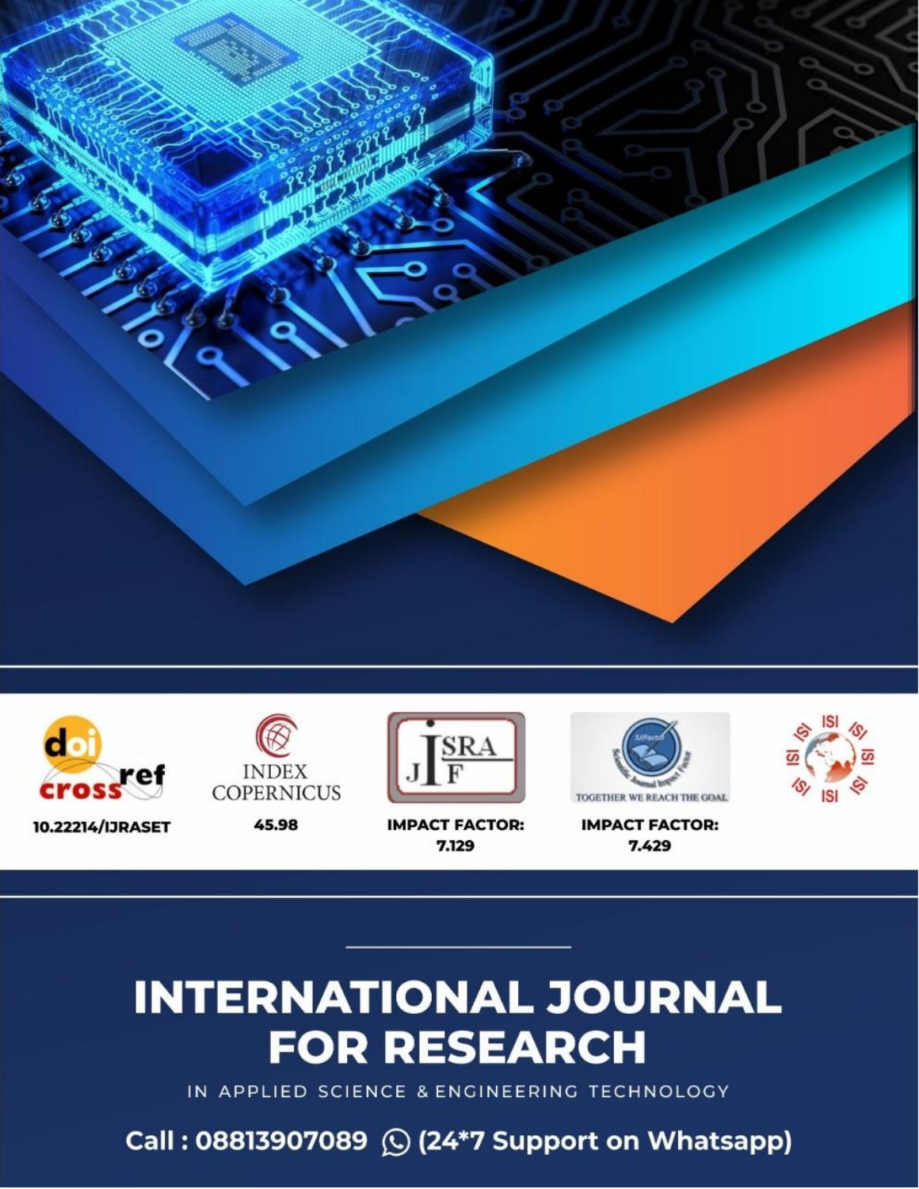10.22214/IJRASET

INDEX COPERNICUS

45.98

IMPACT FACTOR: 7.129

IMPACT FACTOR: 7.429

# INTERNATIONAL JOURNAL FOR RESEARCH

IN APPLIED SCIENCE & ENGINEERING TECHNOLOGY

Call : 08813907089 (24*7 Support on Whatsapp)